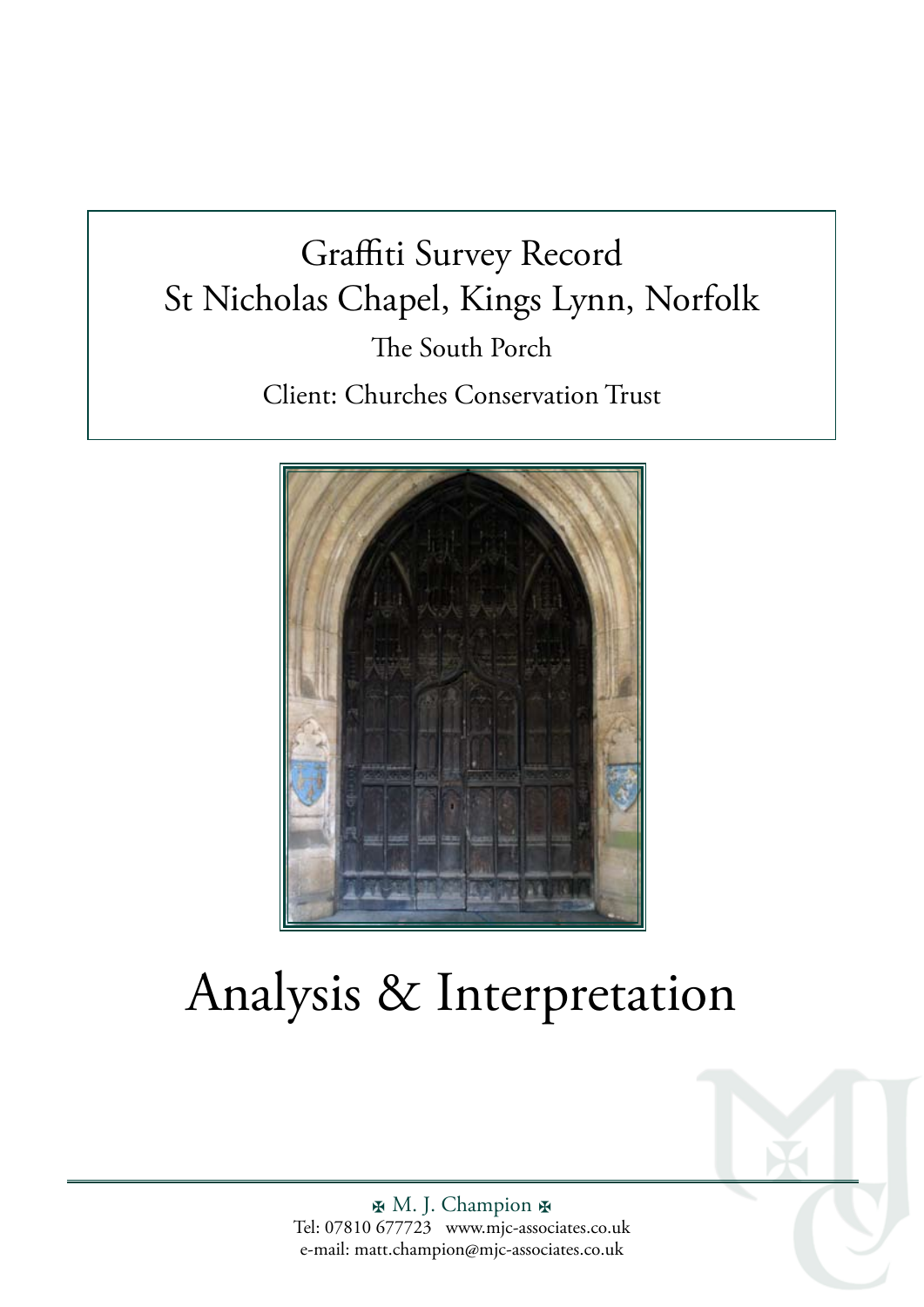# Graffiti Survey Record
# St Nicholas Chapel, Kings Lynn, Norfolk

The South Porch

Client: Churches Conservation Trust

# Analysis & Interpretation

✠ M. J. Champion ✠

Tel: 07810 677723 www.mjc-associates.co.uk

e-mail: matt.champion@mjc-associates.co.uk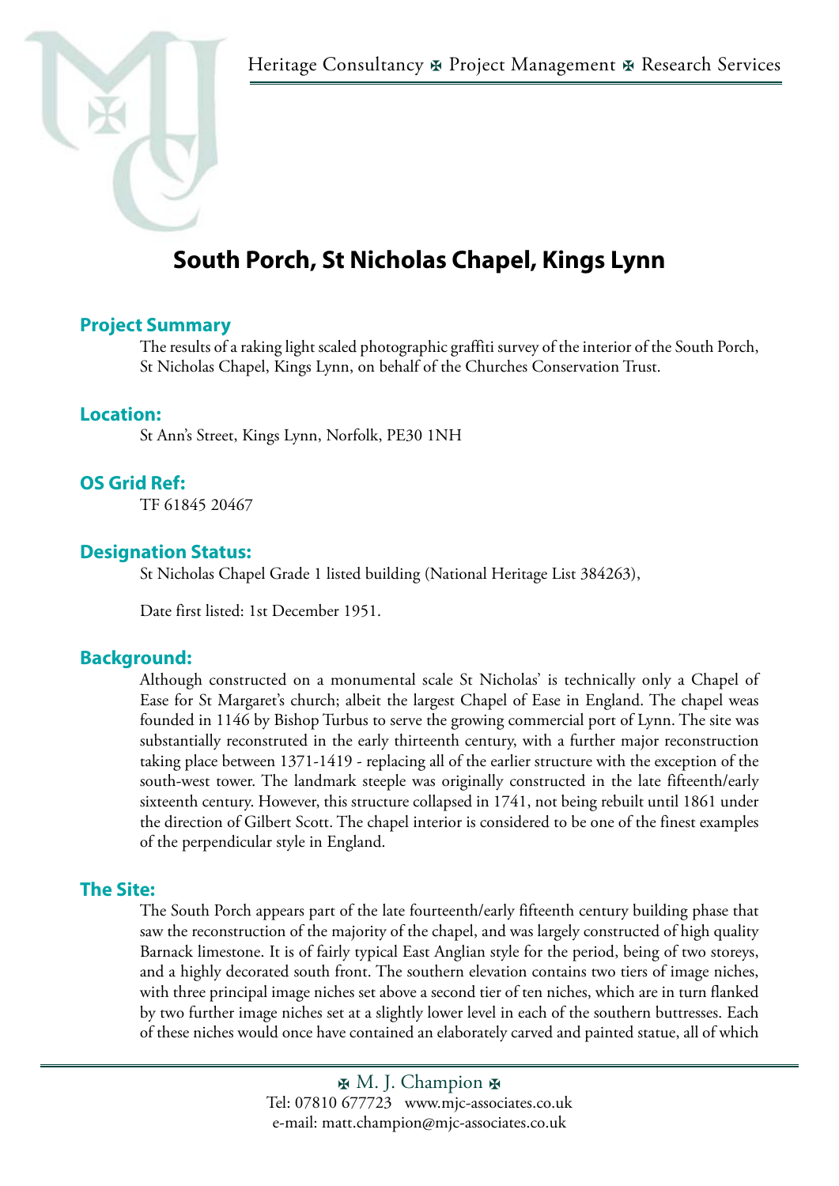# South Porch, St Nicholas Chapel, Kings Lynn

## Project Summary

The results of a raking light scaled photographic graffiti survey of the interior of the South Porch, St Nicholas Chapel, Kings Lynn, on behalf of the Churches Conservation Trust.

## Location:

St Ann's Street, Kings Lynn, Norfolk, PE30 1NH

## OS Grid Ref:

TF 61845 20467

## Designation Status:

St Nicholas Chapel Grade 1 listed building (National Heritage List 384263),

Date first listed: 1st December 1951.

## Background:

Although constructed on a monumental scale St Nicholas' is technically only a Chapel of Ease for St Margaret's church; albeit the largest Chapel of Ease in England. The chapel weas founded in 1146 by Bishop Turbus to serve the growing commercial port of Lynn. The site was substantially reconstruted in the early thirteenth century, with a further major reconstruction taking place between 1371-1419 - replacing all of the earlier structure with the exception of the south-west tower. The landmark steeple was originally constructed in the late fifteenth/early sixteenth century. However, this structure collapsed in 1741, not being rebuilt until 1861 under the direction of Gilbert Scott. The chapel interior is considered to be one of the finest examples of the perpendicular style in England.

## The Site:

The South Porch appears part of the late fourteenth/early fifteenth century building phase that saw the reconstruction of the majority of the chapel, and was largely constructed of high quality Barnack limestone. It is of fairly typical East Anglian style for the period, being of two storeys, and a highly decorated south front. The southern elevation contains two tiers of image niches, with three principal image niches set above a second tier of ten niches, which are in turn flanked by two further image niches set at a slightly lower level in each of the southern buttresses. Each of these niches would once have contained an elaborately carved and painted statue, all of which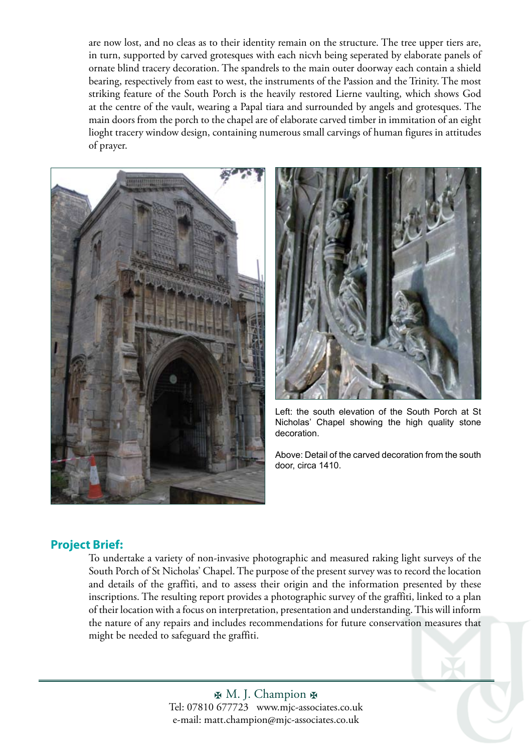are now lost, and no cleas as to their identity remain on the structure. The tree upper tiers are, in turn, supported by carved grotesques with each nicvh being seperated by elaborate panels of ornate blind tracery decoration. The spandrels to the main outer doorway each contain a shield bearing, respectively from east to west, the instruments of the Passion and the Trinity. The most striking feature of the South Porch is the heavily restored Lierne vaulting, which shows God at the centre of the vault, wearing a Papal tiara and surrounded by angels and grotesques. The main doors from the porch to the chapel are of elaborate carved timber in immitation of an eight lioght tracery window design, containing numerous small carvings of human figures in attitudes of prayer.

Left: the south elevation of the South Porch at St Nicholas' Chapel showing the high quality stone decoration.

Above: Detail of the carved decoration from the south door, circa 1410.

## Project Brief:

To undertake a variety of non-invasive photographic and measured raking light surveys of the South Porch of St Nicholas' Chapel. The purpose of the present survey was to record the location and details of the graffiti, and to assess their origin and the information presented by these inscriptions. The resulting report provides a photographic survey of the graffiti, linked to a plan of their location with a focus on interpretation, presentation and understanding. This will inform the nature of any repairs and includes recommendations for future conservation measures that might be needed to safeguard the graffiti.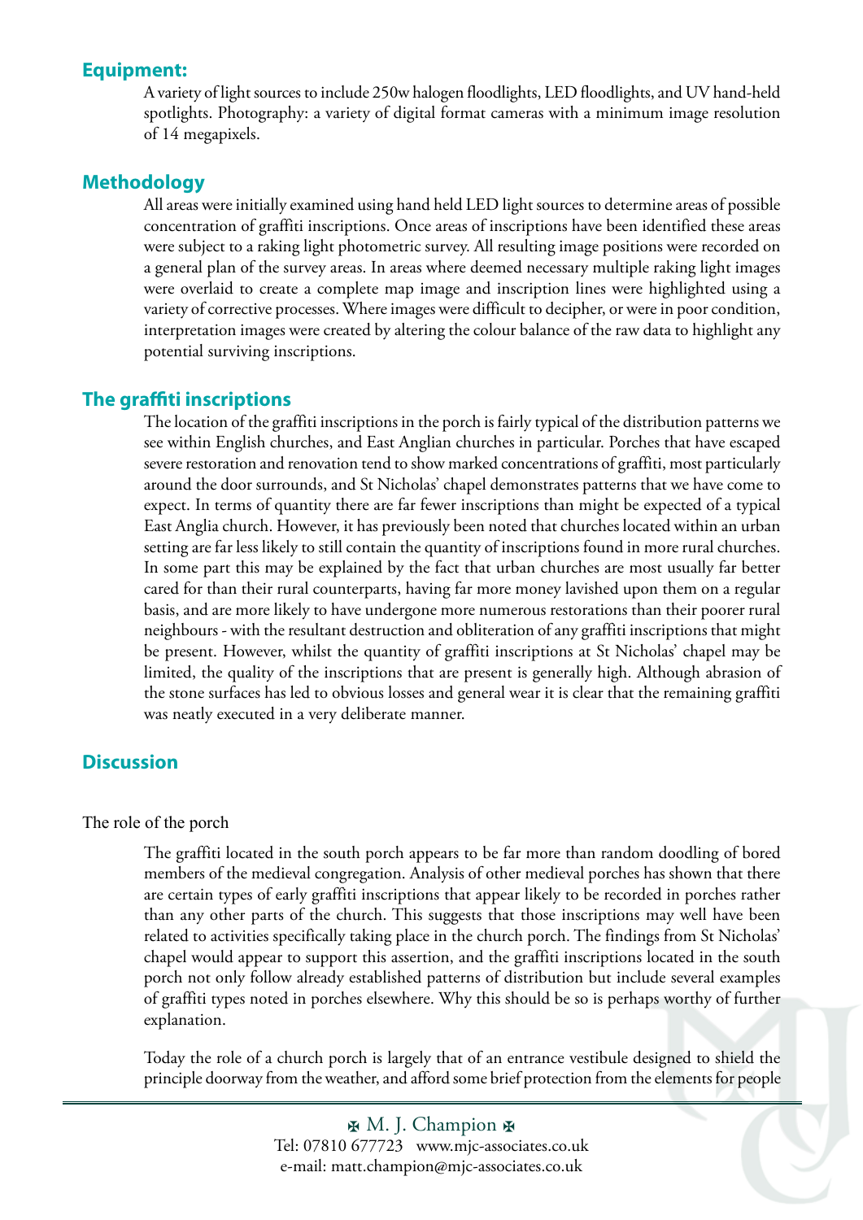## Equipment:

A variety of light sources to include 250w halogen floodlights, LED floodlights, and UV hand-held spotlights. Photography: a variety of digital format cameras with a minimum image resolution of 14 megapixels.

## Methodology

All areas were initially examined using hand held LED light sources to determine areas of possible concentration of graffiti inscriptions. Once areas of inscriptions have been identified these areas were subject to a raking light photometric survey. All resulting image positions were recorded on a general plan of the survey areas. In areas where deemed necessary multiple raking light images were overlaid to create a complete map image and inscription lines were highlighted using a variety of corrective processes. Where images were difficult to decipher, or were in poor condition, interpretation images were created by altering the colour balance of the raw data to highlight any potential surviving inscriptions.

## The graffiti inscriptions

The location of the graffiti inscriptions in the porch is fairly typical of the distribution patterns we see within English churches, and East Anglian churches in particular. Porches that have escaped severe restoration and renovation tend to show marked concentrations of graffiti, most particularly around the door surrounds, and St Nicholas' chapel demonstrates patterns that we have come to expect. In terms of quantity there are far fewer inscriptions than might be expected of a typical East Anglia church. However, it has previously been noted that churches located within an urban setting are far less likely to still contain the quantity of inscriptions found in more rural churches. In some part this may be explained by the fact that urban churches are most usually far better cared for than their rural counterparts, having far more money lavished upon them on a regular basis, and are more likely to have undergone more numerous restorations than their poorer rural neighbours - with the resultant destruction and obliteration of any graffiti inscriptions that might be present. However, whilst the quantity of graffiti inscriptions at St Nicholas' chapel may be limited, the quality of the inscriptions that are present is generally high. Although abrasion of the stone surfaces has led to obvious losses and general wear it is clear that the remaining graffiti was neatly executed in a very deliberate manner.

## Discussion

The role of the porch

The graffiti located in the south porch appears to be far more than random doodling of bored members of the medieval congregation. Analysis of other medieval porches has shown that there are certain types of early graffiti inscriptions that appear likely to be recorded in porches rather than any other parts of the church. This suggests that those inscriptions may well have been related to activities specifically taking place in the church porch. The findings from St Nicholas' chapel would appear to support this assertion, and the graffiti inscriptions located in the south porch not only follow already established patterns of distribution but include several examples of graffiti types noted in porches elsewhere. Why this should be so is perhaps worthy of further explanation.

Today the role of a church porch is largely that of an entrance vestibule designed to shield the principle doorway from the weather, and afford some brief protection from the elements for people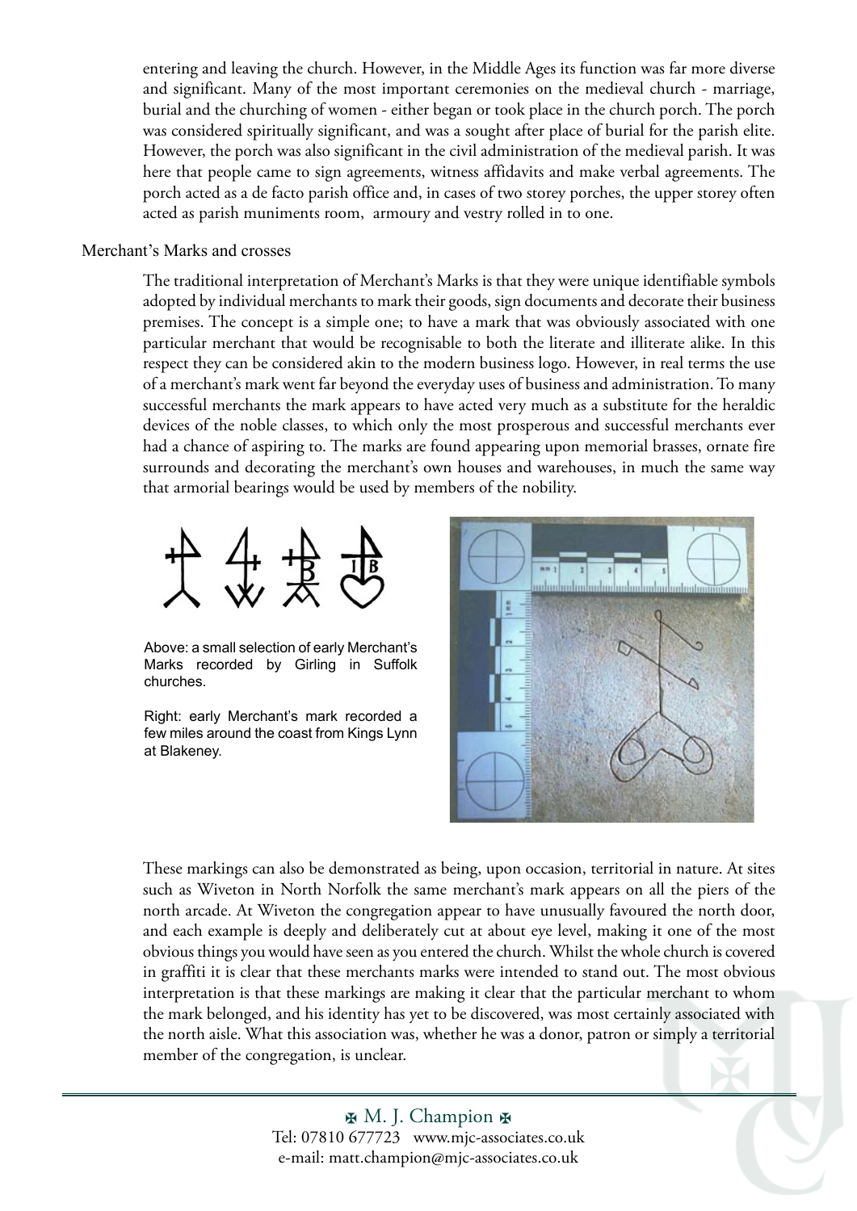entering and leaving the church. However, in the Middle Ages its function was far more diverse and significant. Many of the most important ceremonies on the medieval church - marriage, burial and the churching of women - either began or took place in the church porch. The porch was considered spiritually significant, and was a sought after place of burial for the parish elite. However, the porch was also significant in the civil administration of the medieval parish. It was here that people came to sign agreements, witness affidavits and make verbal agreements. The porch acted as a de facto parish office and, in cases of two storey porches, the upper storey often acted as parish muniments room, armoury and vestry rolled in to one.

## Merchant's Marks and crosses

The traditional interpretation of Merchant's Marks is that they were unique identifiable symbols adopted by individual merchants to mark their goods, sign documents and decorate their business premises. The concept is a simple one; to have a mark that was obviously associated with one particular merchant that would be recognisable to both the literate and illiterate alike. In this respect they can be considered akin to the modern business logo. However, in real terms the use of a merchant's mark went far beyond the everyday uses of business and administration. To many successful merchants the mark appears to have acted very much as a substitute for the heraldic devices of the noble classes, to which only the most prosperous and successful merchants ever had a chance of aspiring to. The marks are found appearing upon memorial brasses, ornate fire surrounds and decorating the merchant's own houses and warehouses, in much the same way that armorial bearings would be used by members of the nobility.

Above: a small selection of early Merchant's Marks recorded by Girling in Suffolk churches.

Right: early Merchant's mark recorded a few miles around the coast from Kings Lynn at Blakeney.

These markings can also be demonstrated as being, upon occasion, territorial in nature. At sites such as Wiveton in North Norfolk the same merchant's mark appears on all the piers of the north arcade. At Wiveton the congregation appear to have unusually favoured the north door, and each example is deeply and deliberately cut at about eye level, making it one of the most obvious things you would have seen as you entered the church. Whilst the whole church is covered in graffiti it is clear that these merchants marks were intended to stand out. The most obvious interpretation is that these markings are making it clear that the particular merchant to whom the mark belonged, and his identity has yet to be discovered, was most certainly associated with the north aisle. What this association was, whether he was a donor, patron or simply a territorial member of the congregation, is unclear.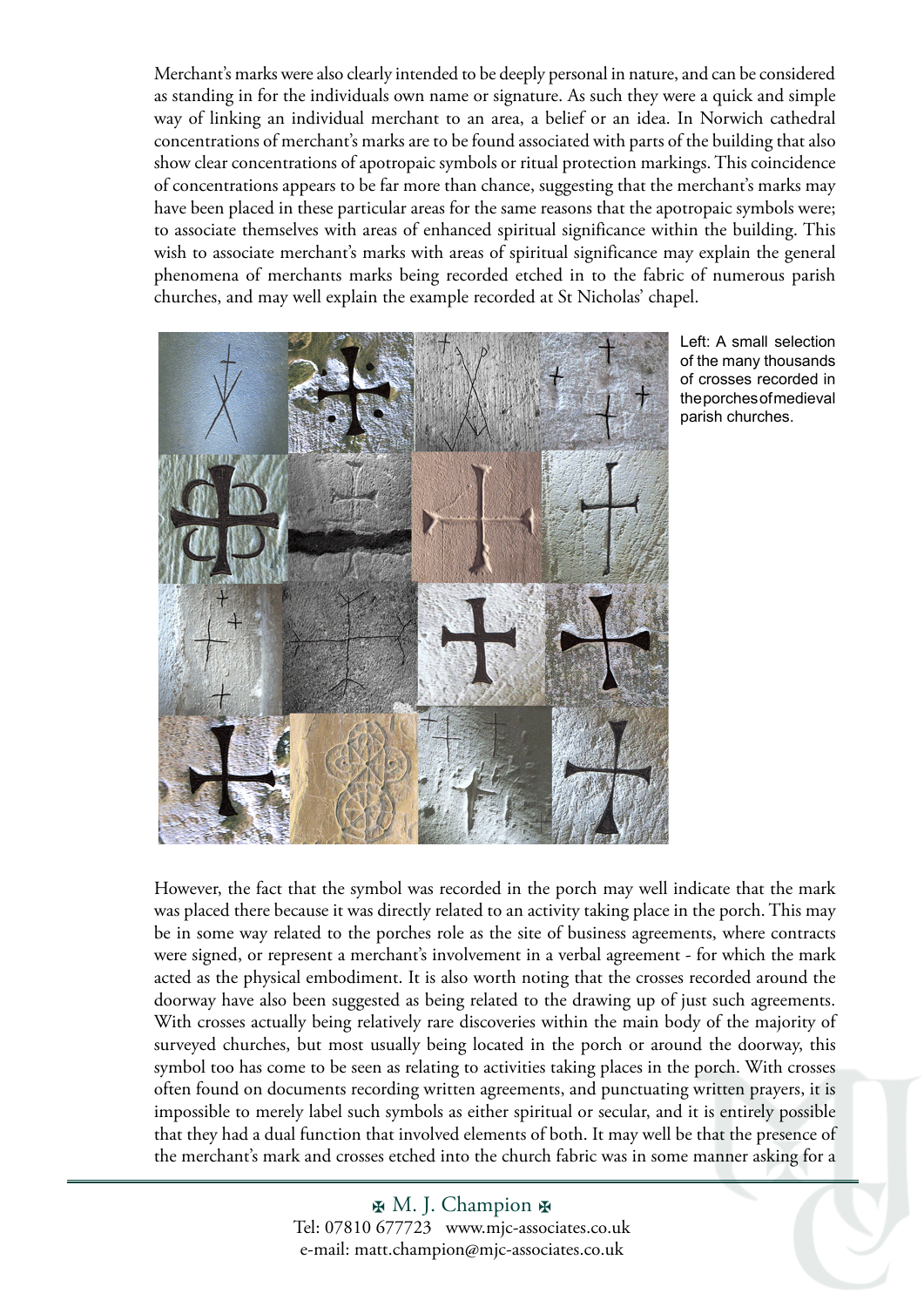Merchant's marks were also clearly intended to be deeply personal in nature, and can be considered as standing in for the individuals own name or signature. As such they were a quick and simple way of linking an individual merchant to an area, a belief or an idea. In Norwich cathedral concentrations of merchant's marks are to be found associated with parts of the building that also show clear concentrations of apotropaic symbols or ritual protection markings. This coincidence of concentrations appears to be far more than chance, suggesting that the merchant's marks may have been placed in these particular areas for the same reasons that the apotropaic symbols were; to associate themselves with areas of enhanced spiritual significance within the building. This wish to associate merchant's marks with areas of spiritual significance may explain the general phenomena of merchants marks being recorded etched in to the fabric of numerous parish churches, and may well explain the example recorded at St Nicholas' chapel.

Left: A small selection of the many thousands of crosses recorded in the porches of medieval parish churches.

However, the fact that the symbol was recorded in the porch may well indicate that the mark was placed there because it was directly related to an activity taking place in the porch. This may be in some way related to the porches role as the site of business agreements, where contracts were signed, or represent a merchant's involvement in a verbal agreement - for which the mark acted as the physical embodiment. It is also worth noting that the crosses recorded around the doorway have also been suggested as being related to the drawing up of just such agreements. With crosses actually being relatively rare discoveries within the main body of the majority of surveyed churches, but most usually being located in the porch or around the doorway, this symbol too has come to be seen as relating to activities taking places in the porch. With crosses often found on documents recording written agreements, and punctuating written prayers, it is impossible to merely label such symbols as either spiritual or secular, and it is entirely possible that they had a dual function that involved elements of both. It may well be that the presence of the merchant's mark and crosses etched into the church fabric was in some manner asking for a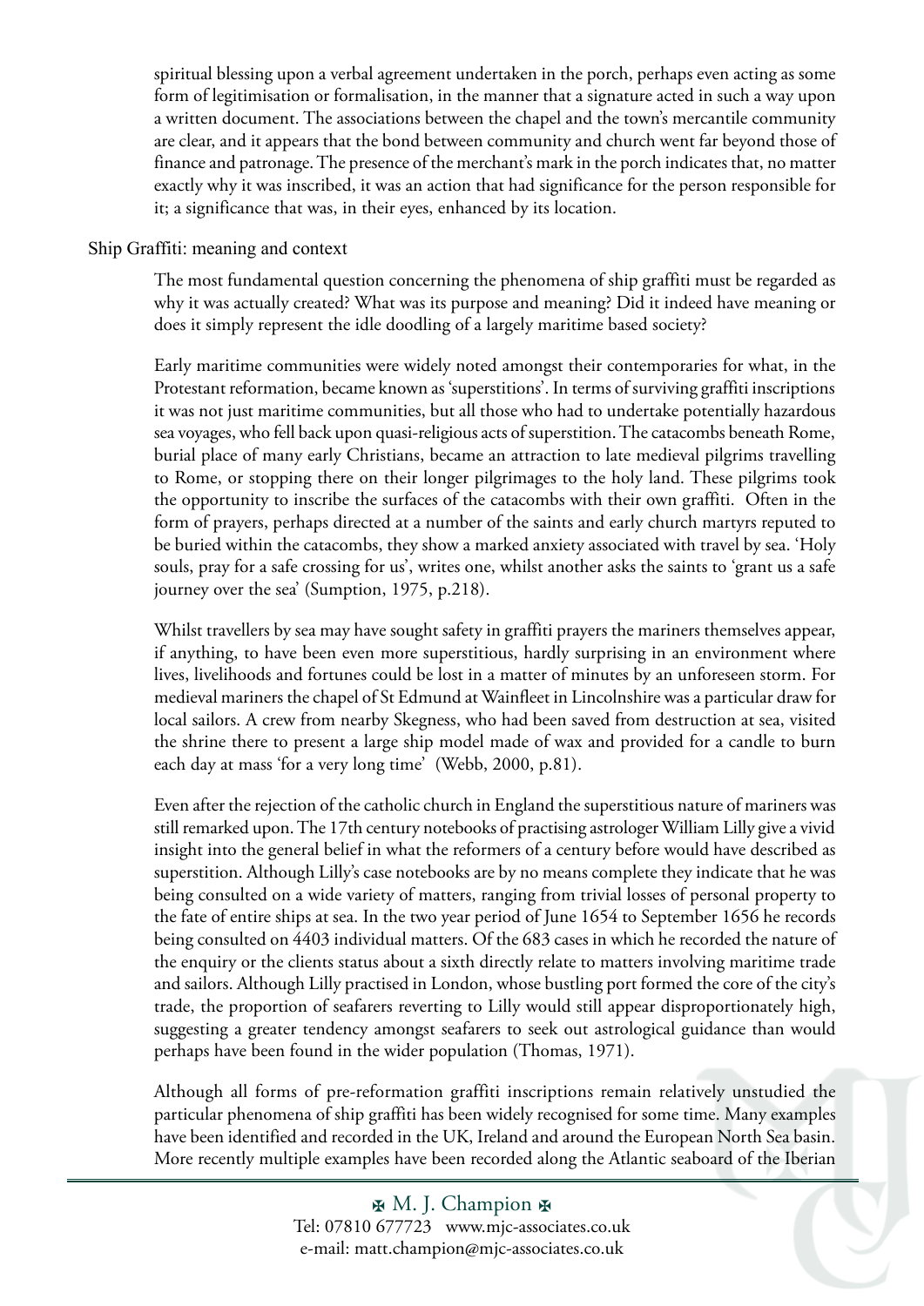spiritual blessing upon a verbal agreement undertaken in the porch, perhaps even acting as some form of legitimisation or formalisation, in the manner that a signature acted in such a way upon a written document. The associations between the chapel and the town's mercantile community are clear, and it appears that the bond between community and church went far beyond those of finance and patronage. The presence of the merchant's mark in the porch indicates that, no matter exactly why it was inscribed, it was an action that had significance for the person responsible for it; a significance that was, in their eyes, enhanced by its location.

## Ship Graffiti: meaning and context

The most fundamental question concerning the phenomena of ship graffiti must be regarded as why it was actually created? What was its purpose and meaning? Did it indeed have meaning or does it simply represent the idle doodling of a largely maritime based society?

Early maritime communities were widely noted amongst their contemporaries for what, in the Protestant reformation, became known as 'superstitions'. In terms of surviving graffiti inscriptions it was not just maritime communities, but all those who had to undertake potentially hazardous sea voyages, who fell back upon quasi-religious acts of superstition. The catacombs beneath Rome, burial place of many early Christians, became an attraction to late medieval pilgrims travelling to Rome, or stopping there on their longer pilgrimages to the holy land. These pilgrims took the opportunity to inscribe the surfaces of the catacombs with their own graffiti. Often in the form of prayers, perhaps directed at a number of the saints and early church martyrs reputed to be buried within the catacombs, they show a marked anxiety associated with travel by sea. 'Holy souls, pray for a safe crossing for us', writes one, whilst another asks the saints to 'grant us a safe journey over the sea' (Sumption, 1975, p.218).

Whilst travellers by sea may have sought safety in graffiti prayers the mariners themselves appear, if anything, to have been even more superstitious, hardly surprising in an environment where lives, livelihoods and fortunes could be lost in a matter of minutes by an unforeseen storm. For medieval mariners the chapel of St Edmund at Wainfleet in Lincolnshire was a particular draw for local sailors. A crew from nearby Skegness, who had been saved from destruction at sea, visited the shrine there to present a large ship model made of wax and provided for a candle to burn each day at mass 'for a very long time' (Webb, 2000, p.81).

Even after the rejection of the catholic church in England the superstitious nature of mariners was still remarked upon. The 17th century notebooks of practising astrologer William Lilly give a vivid insight into the general belief in what the reformers of a century before would have described as superstition. Although Lilly's case notebooks are by no means complete they indicate that he was being consulted on a wide variety of matters, ranging from trivial losses of personal property to the fate of entire ships at sea. In the two year period of June 1654 to September 1656 he records being consulted on 4403 individual matters. Of the 683 cases in which he recorded the nature of the enquiry or the clients status about a sixth directly relate to matters involving maritime trade and sailors. Although Lilly practised in London, whose bustling port formed the core of the city's trade, the proportion of seafarers reverting to Lilly would still appear disproportionately high, suggesting a greater tendency amongst seafarers to seek out astrological guidance than would perhaps have been found in the wider population (Thomas, 1971).

Although all forms of pre-reformation graffiti inscriptions remain relatively unstudied the particular phenomena of ship graffiti has been widely recognised for some time. Many examples have been identified and recorded in the UK, Ireland and around the European North Sea basin. More recently multiple examples have been recorded along the Atlantic seaboard of the Iberian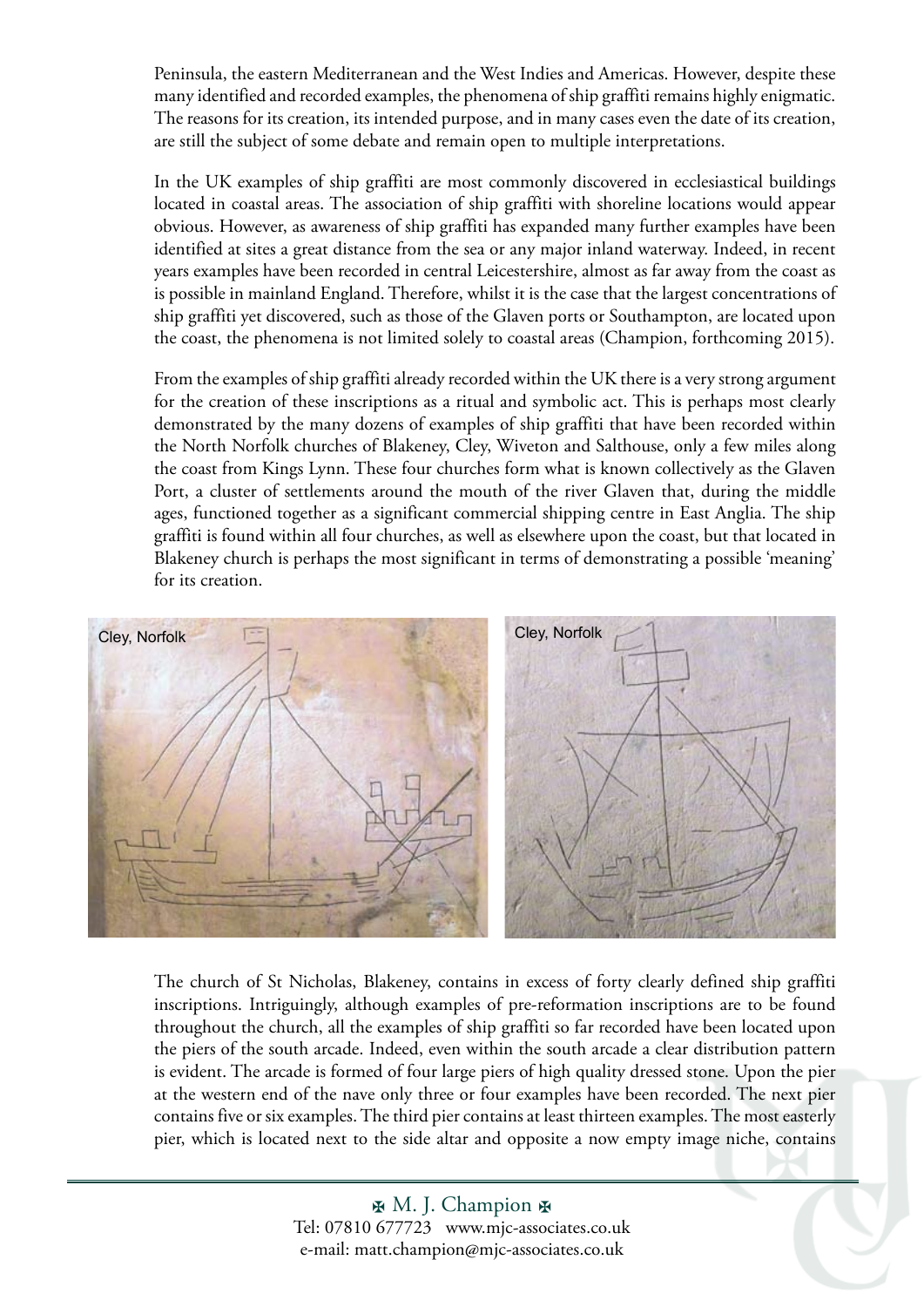Peninsula, the eastern Mediterranean and the West Indies and Americas. However, despite these many identified and recorded examples, the phenomena of ship graffiti remains highly enigmatic. The reasons for its creation, its intended purpose, and in many cases even the date of its creation, are still the subject of some debate and remain open to multiple interpretations.

In the UK examples of ship graffiti are most commonly discovered in ecclesiastical buildings located in coastal areas. The association of ship graffiti with shoreline locations would appear obvious. However, as awareness of ship graffiti has expanded many further examples have been identified at sites a great distance from the sea or any major inland waterway. Indeed, in recent years examples have been recorded in central Leicestershire, almost as far away from the coast as is possible in mainland England. Therefore, whilst it is the case that the largest concentrations of ship graffiti yet discovered, such as those of the Glaven ports or Southampton, are located upon the coast, the phenomena is not limited solely to coastal areas (Champion, forthcoming 2015).

From the examples of ship graffiti already recorded within the UK there is a very strong argument for the creation of these inscriptions as a ritual and symbolic act. This is perhaps most clearly demonstrated by the many dozens of examples of ship graffiti that have been recorded within the North Norfolk churches of Blakeney, Cley, Wiveton and Salthouse, only a few miles along the coast from Kings Lynn. These four churches form what is known collectively as the Glaven Port, a cluster of settlements around the mouth of the river Glaven that, during the middle ages, functioned together as a significant commercial shipping centre in East Anglia. The ship graffiti is found within all four churches, as well as elsewhere upon the coast, but that located in Blakeney church is perhaps the most significant in terms of demonstrating a possible 'meaning' for its creation.

Cley, Norfolk

Cley, Norfolk

The church of St Nicholas, Blakeney, contains in excess of forty clearly defined ship graffiti inscriptions. Intriguingly, although examples of pre-reformation inscriptions are to be found throughout the church, all the examples of ship graffiti so far recorded have been located upon the piers of the south arcade. Indeed, even within the south arcade a clear distribution pattern is evident. The arcade is formed of four large piers of high quality dressed stone. Upon the pier at the western end of the nave only three or four examples have been recorded. The next pier contains five or six examples. The third pier contains at least thirteen examples. The most easterly pier, which is located next to the side altar and opposite a now empty image niche, contains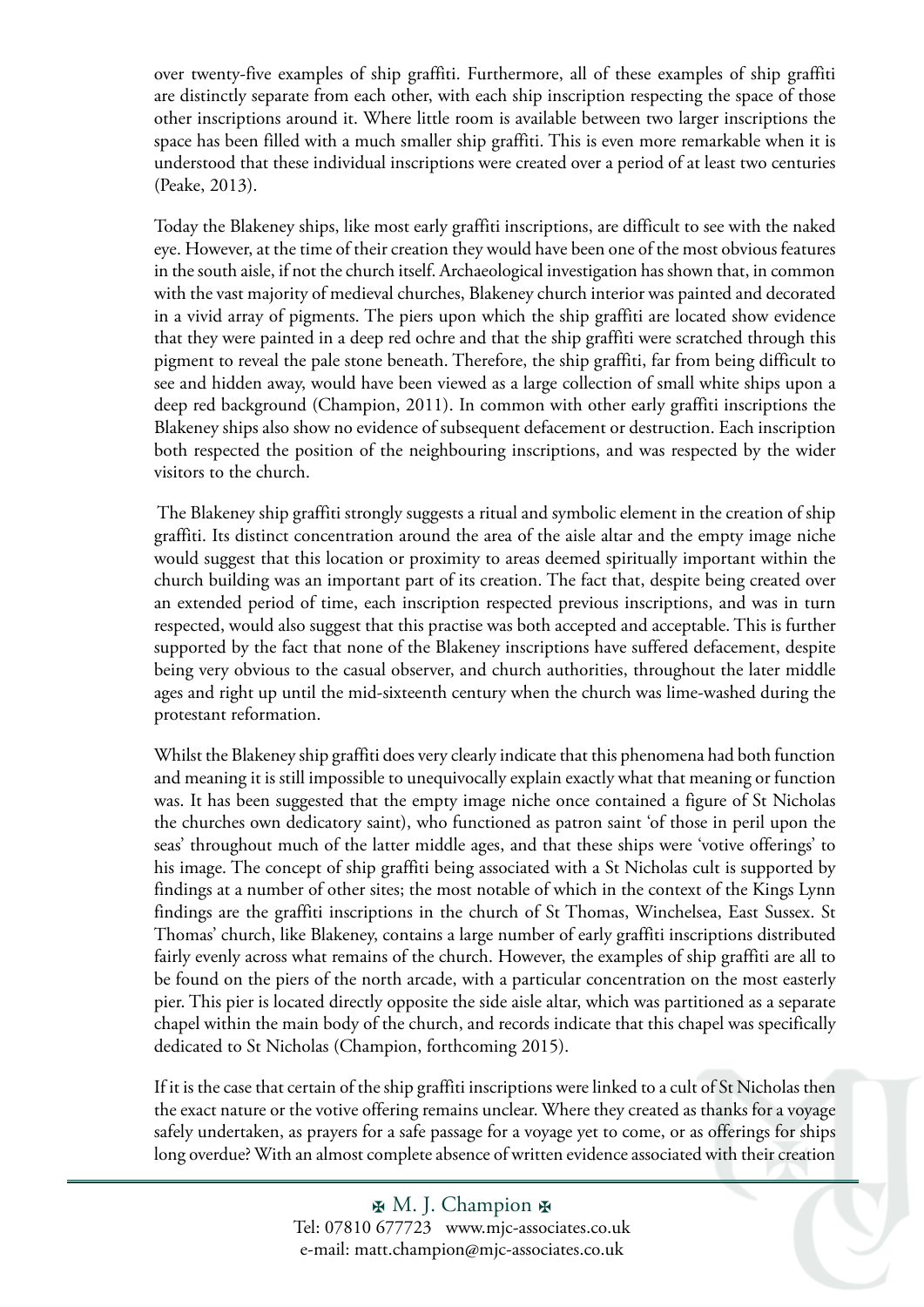over twenty-five examples of ship graffiti. Furthermore, all of these examples of ship graffiti are distinctly separate from each other, with each ship inscription respecting the space of those other inscriptions around it. Where little room is available between two larger inscriptions the space has been filled with a much smaller ship graffiti. This is even more remarkable when it is understood that these individual inscriptions were created over a period of at least two centuries (Peake, 2013).

Today the Blakeney ships, like most early graffiti inscriptions, are difficult to see with the naked eye. However, at the time of their creation they would have been one of the most obvious features in the south aisle, if not the church itself. Archaeological investigation has shown that, in common with the vast majority of medieval churches, Blakeney church interior was painted and decorated in a vivid array of pigments. The piers upon which the ship graffiti are located show evidence that they were painted in a deep red ochre and that the ship graffiti were scratched through this pigment to reveal the pale stone beneath. Therefore, the ship graffiti, far from being difficult to see and hidden away, would have been viewed as a large collection of small white ships upon a deep red background (Champion, 2011). In common with other early graffiti inscriptions the Blakeney ships also show no evidence of subsequent defacement or destruction. Each inscription both respected the position of the neighbouring inscriptions, and was respected by the wider visitors to the church.

The Blakeney ship graffiti strongly suggests a ritual and symbolic element in the creation of ship graffiti. Its distinct concentration around the area of the aisle altar and the empty image niche would suggest that this location or proximity to areas deemed spiritually important within the church building was an important part of its creation. The fact that, despite being created over an extended period of time, each inscription respected previous inscriptions, and was in turn respected, would also suggest that this practise was both accepted and acceptable. This is further supported by the fact that none of the Blakeney inscriptions have suffered defacement, despite being very obvious to the casual observer, and church authorities, throughout the later middle ages and right up until the mid-sixteenth century when the church was lime-washed during the protestant reformation.

Whilst the Blakeney ship graffiti does very clearly indicate that this phenomena had both function and meaning it is still impossible to unequivocally explain exactly what that meaning or function was. It has been suggested that the empty image niche once contained a figure of St Nicholas the churches own dedicatory saint), who functioned as patron saint 'of those in peril upon the seas' throughout much of the latter middle ages, and that these ships were 'votive offerings' to his image. The concept of ship graffiti being associated with a St Nicholas cult is supported by findings at a number of other sites; the most notable of which in the context of the Kings Lynn findings are the graffiti inscriptions in the church of St Thomas, Winchelsea, East Sussex. St Thomas' church, like Blakeney, contains a large number of early graffiti inscriptions distributed fairly evenly across what remains of the church. However, the examples of ship graffiti are all to be found on the piers of the north arcade, with a particular concentration on the most easterly pier. This pier is located directly opposite the side aisle altar, which was partitioned as a separate chapel within the main body of the church, and records indicate that this chapel was specifically dedicated to St Nicholas (Champion, forthcoming 2015).

If it is the case that certain of the ship graffiti inscriptions were linked to a cult of St Nicholas then the exact nature or the votive offering remains unclear. Where they created as thanks for a voyage safely undertaken, as prayers for a safe passage for a voyage yet to come, or as offerings for ships long overdue? With an almost complete absence of written evidence associated with their creation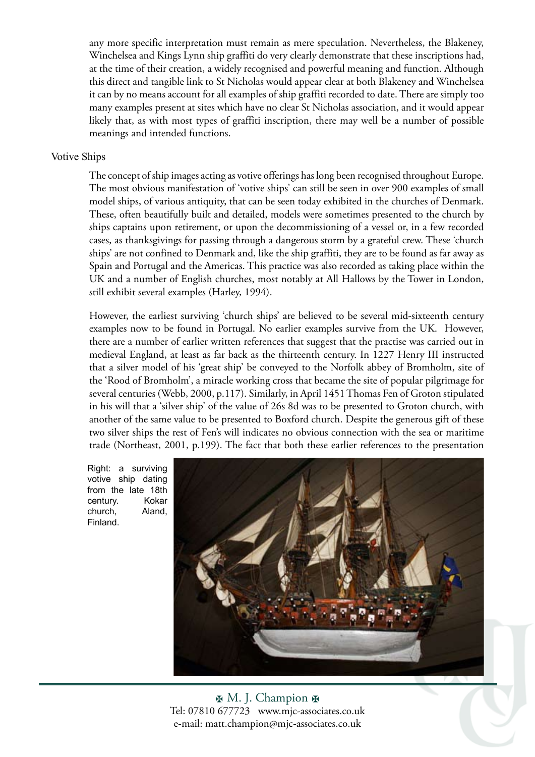any more specific interpretation must remain as mere speculation. Nevertheless, the Blakeney, Winchelsea and Kings Lynn ship graffiti do very clearly demonstrate that these inscriptions had, at the time of their creation, a widely recognised and powerful meaning and function. Although this direct and tangible link to St Nicholas would appear clear at both Blakeney and Winchelsea it can by no means account for all examples of ship graffiti recorded to date. There are simply too many examples present at sites which have no clear St Nicholas association, and it would appear likely that, as with most types of graffiti inscription, there may well be a number of possible meanings and intended functions.

## Votive Ships

The concept of ship images acting as votive offerings has long been recognised throughout Europe. The most obvious manifestation of 'votive ships' can still be seen in over 900 examples of small model ships, of various antiquity, that can be seen today exhibited in the churches of Denmark. These, often beautifully built and detailed, models were sometimes presented to the church by ships captains upon retirement, or upon the decommissioning of a vessel or, in a few recorded cases, as thanksgivings for passing through a dangerous storm by a grateful crew. These 'church ships' are not confined to Denmark and, like the ship graffiti, they are to be found as far away as Spain and Portugal and the Americas. This practice was also recorded as taking place within the UK and a number of English churches, most notably at All Hallows by the Tower in London, still exhibit several examples (Harley, 1994).

However, the earliest surviving 'church ships' are believed to be several mid-sixteenth century examples now to be found in Portugal. No earlier examples survive from the UK. However, there are a number of earlier written references that suggest that the practise was carried out in medieval England, at least as far back as the thirteenth century. In 1227 Henry III instructed that a silver model of his 'great ship' be conveyed to the Norfolk abbey of Bromholm, site of the 'Rood of Bromholm', a miracle working cross that became the site of popular pilgrimage for several centuries (Webb, 2000, p.117). Similarly, in April 1451 Thomas Fen of Groton stipulated in his will that a 'silver ship' of the value of 26s 8d was to be presented to Groton church, with another of the same value to be presented to Boxford church. Despite the generous gift of these two silver ships the rest of Fen's will indicates no obvious connection with the sea or maritime trade (Northeast, 2001, p.199). The fact that both these earlier references to the presentation

Right: a surviving votive ship dating from the late 18th century. Kokar church, Aland, Finland.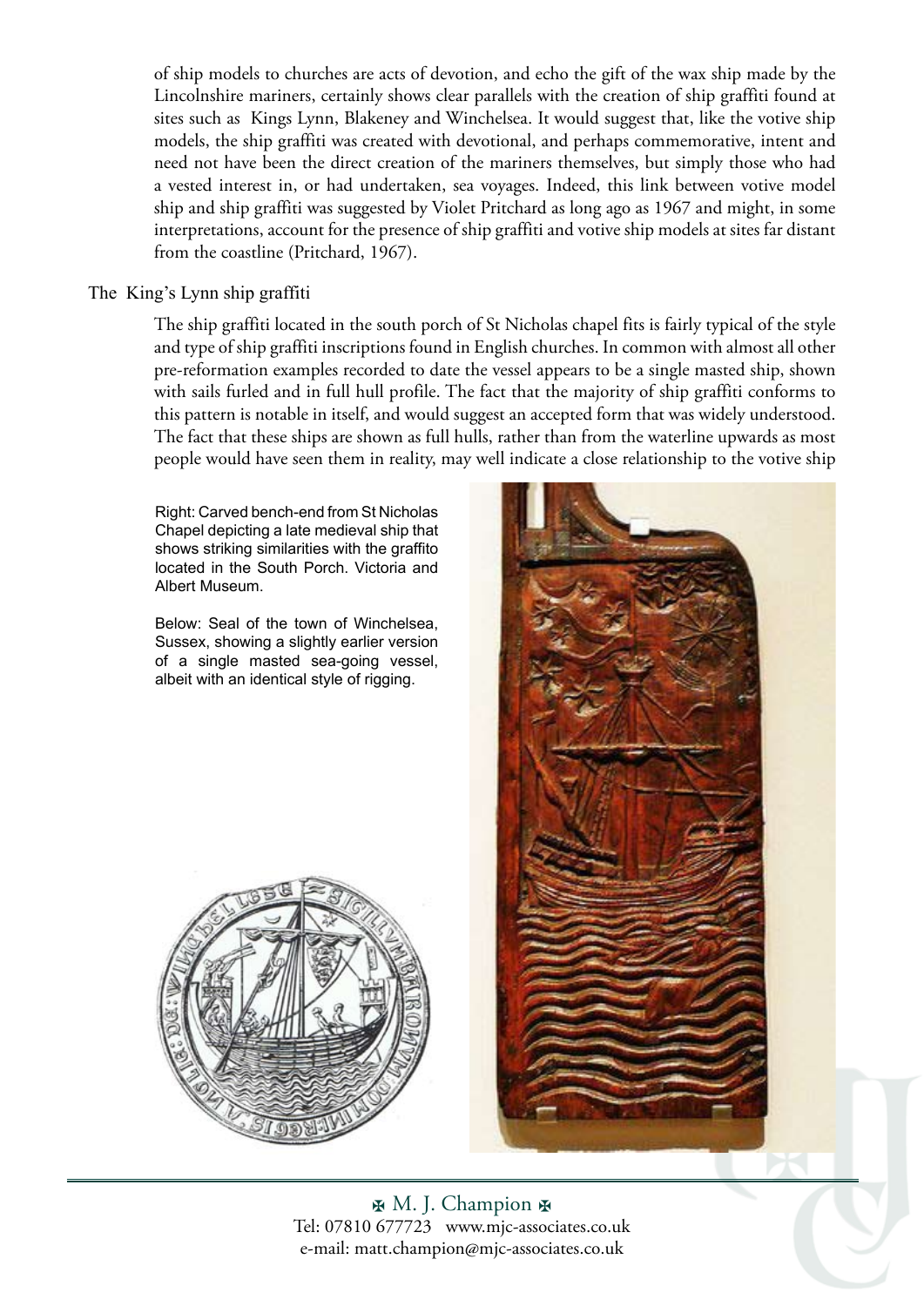of ship models to churches are acts of devotion, and echo the gift of the wax ship made by the Lincolnshire mariners, certainly shows clear parallels with the creation of ship graffiti found at sites such as Kings Lynn, Blakeney and Winchelsea. It would suggest that, like the votive ship models, the ship graffiti was created with devotional, and perhaps commemorative, intent and need not have been the direct creation of the mariners themselves, but simply those who had a vested interest in, or had undertaken, sea voyages. Indeed, this link between votive model ship and ship graffiti was suggested by Violet Pritchard as long ago as 1967 and might, in some interpretations, account for the presence of ship graffiti and votive ship models at sites far distant from the coastline (Pritchard, 1967).

## The King's Lynn ship graffiti

The ship graffiti located in the south porch of St Nicholas chapel fits is fairly typical of the style and type of ship graffiti inscriptions found in English churches. In common with almost all other pre-reformation examples recorded to date the vessel appears to be a single masted ship, shown with sails furled and in full hull profile. The fact that the majority of ship graffiti conforms to this pattern is notable in itself, and would suggest an accepted form that was widely understood. The fact that these ships are shown as full hulls, rather than from the waterline upwards as most people would have seen them in reality, may well indicate a close relationship to the votive ship

Right: Carved bench-end from St Nicholas Chapel depicting a late medieval ship that shows striking similarities with the graffito located in the South Porch. Victoria and Albert Museum.

Below: Seal of the town of Winchelsea, Sussex, showing a slightly earlier version of a single masted sea-going vessel, albeit with an identical style of rigging.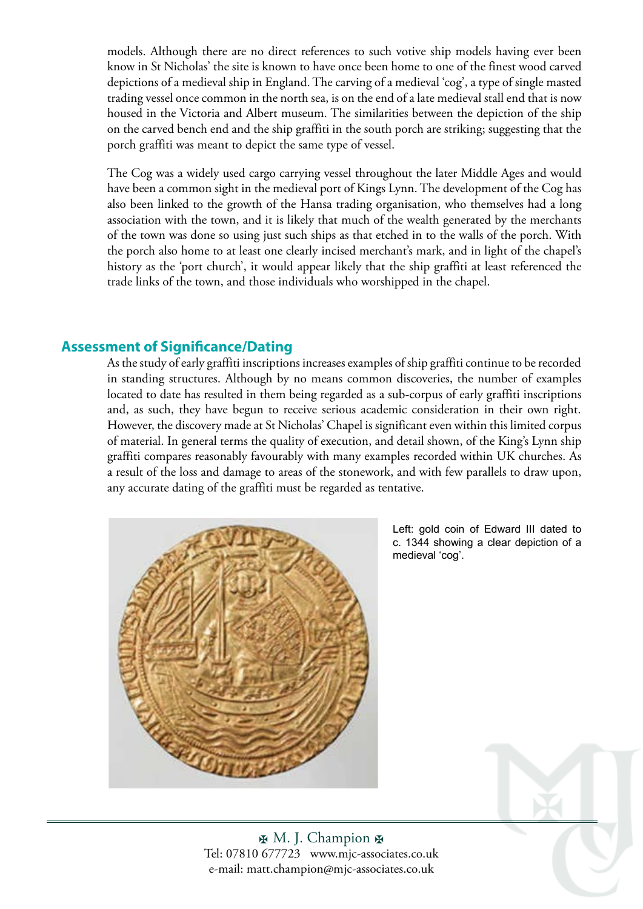models. Although there are no direct references to such votive ship models having ever been know in St Nicholas' the site is known to have once been home to one of the finest wood carved depictions of a medieval ship in England. The carving of a medieval 'cog', a type of single masted trading vessel once common in the north sea, is on the end of a late medieval stall end that is now housed in the Victoria and Albert museum. The similarities between the depiction of the ship on the carved bench end and the ship graffiti in the south porch are striking; suggesting that the porch graffiti was meant to depict the same type of vessel.

The Cog was a widely used cargo carrying vessel throughout the later Middle Ages and would have been a common sight in the medieval port of Kings Lynn. The development of the Cog has also been linked to the growth of the Hansa trading organisation, who themselves had a long association with the town, and it is likely that much of the wealth generated by the merchants of the town was done so using just such ships as that etched in to the walls of the porch. With the porch also home to at least one clearly incised merchant's mark, and in light of the chapel's history as the 'port church', it would appear likely that the ship graffiti at least referenced the trade links of the town, and those individuals who worshipped in the chapel.

## Assessment of Significance/Dating

As the study of early graffiti inscriptions increases examples of ship graffiti continue to be recorded in standing structures. Although by no means common discoveries, the number of examples located to date has resulted in them being regarded as a sub-corpus of early graffiti inscriptions and, as such, they have begun to receive serious academic consideration in their own right. However, the discovery made at St Nicholas' Chapel is significant even within this limited corpus of material. In general terms the quality of execution, and detail shown, of the King's Lynn ship graffiti compares reasonably favourably with many examples recorded within UK churches. As a result of the loss and damage to areas of the stonework, and with few parallels to draw upon, any accurate dating of the graffiti must be regarded as tentative.

Left: gold coin of Edward III dated to c. 1344 showing a clear depiction of a medieval 'cog'.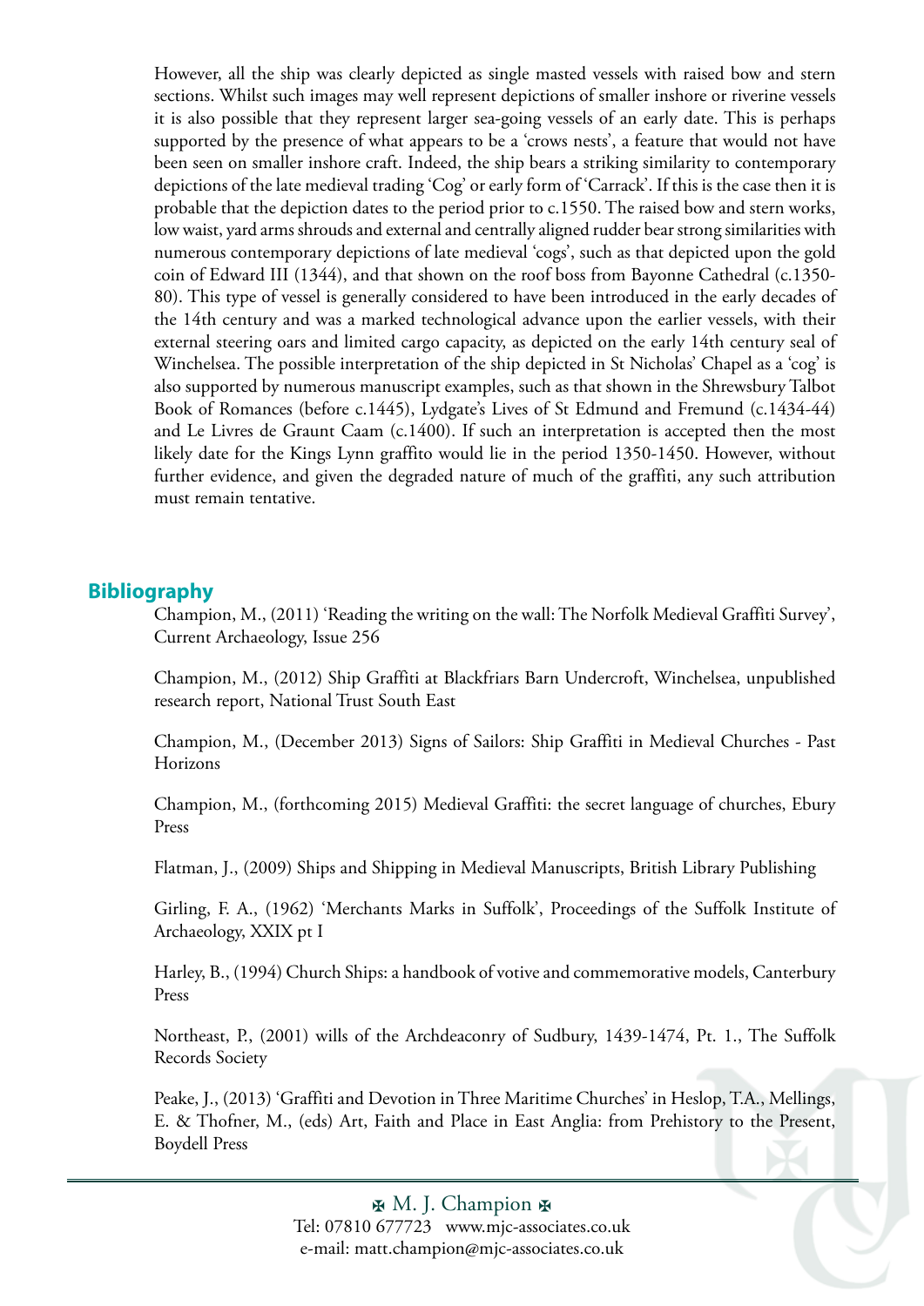However, all the ship was clearly depicted as single masted vessels with raised bow and stern sections. Whilst such images may well represent depictions of smaller inshore or riverine vessels it is also possible that they represent larger sea-going vessels of an early date. This is perhaps supported by the presence of what appears to be a 'crows nests', a feature that would not have been seen on smaller inshore craft. Indeed, the ship bears a striking similarity to contemporary depictions of the late medieval trading 'Cog' or early form of 'Carrack'. If this is the case then it is probable that the depiction dates to the period prior to c.1550. The raised bow and stern works, low waist, yard arms shrouds and external and centrally aligned rudder bear strong similarities with numerous contemporary depictions of late medieval 'cogs', such as that depicted upon the gold coin of Edward III (1344), and that shown on the roof boss from Bayonne Cathedral (c.1350-80). This type of vessel is generally considered to have been introduced in the early decades of the 14th century and was a marked technological advance upon the earlier vessels, with their external steering oars and limited cargo capacity, as depicted on the early 14th century seal of Winchelsea. The possible interpretation of the ship depicted in St Nicholas' Chapel as a 'cog' is also supported by numerous manuscript examples, such as that shown in the Shrewsbury Talbot Book of Romances (before c.1445), Lydgate's Lives of St Edmund and Fremund (c.1434-44) and Le Livres de Graunt Caam (c.1400). If such an interpretation is accepted then the most likely date for the Kings Lynn graffito would lie in the period 1350-1450. However, without further evidence, and given the degraded nature of much of the graffiti, any such attribution must remain tentative.

## Bibliography

Champion, M., (2011) 'Reading the writing on the wall: The Norfolk Medieval Graffiti Survey', Current Archaeology, Issue 256

Champion, M., (2012) Ship Graffiti at Blackfriars Barn Undercroft, Winchelsea, unpublished research report, National Trust South East

Champion, M., (December 2013) Signs of Sailors: Ship Graffiti in Medieval Churches - Past Horizons

Champion, M., (forthcoming 2015) Medieval Graffiti: the secret language of churches, Ebury Press

Flatman, J., (2009) Ships and Shipping in Medieval Manuscripts, British Library Publishing

Girling, F. A., (1962) 'Merchants Marks in Suffolk', Proceedings of the Suffolk Institute of Archaeology, XXIX pt I

Harley, B., (1994) Church Ships: a handbook of votive and commemorative models, Canterbury Press

Northeast, P., (2001) wills of the Archdeaconry of Sudbury, 1439-1474, Pt. 1., The Suffolk Records Society

Peake, J., (2013) 'Graffiti and Devotion in Three Maritime Churches' in Heslop, T.A., Mellings, E. & Thofner, M., (eds) Art, Faith and Place in East Anglia: from Prehistory to the Present, Boydell Press

✠ M. J. Champion ✠
Tel: 07810 677723 www.mjc-associates.co.uk
e-mail: matt.champion@mjc-associates.co.uk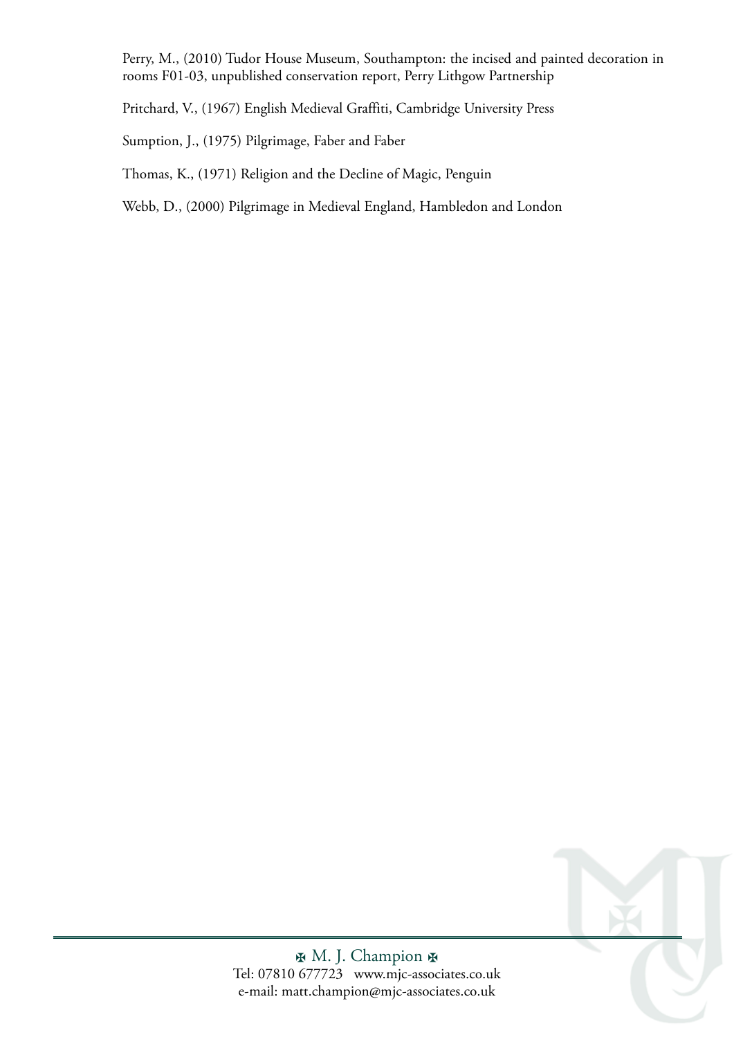Perry, M., (2010) Tudor House Museum, Southampton: the incised and painted decoration in rooms F01-03, unpublished conservation report, Perry Lithgow Partnership

Pritchard, V., (1967) English Medieval Graffiti, Cambridge University Press

Sumption, J., (1975) Pilgrimage, Faber and Faber

Thomas, K., (1971) Religion and the Decline of Magic, Penguin

Webb, D., (2000) Pilgrimage in Medieval England, Hambledon and London